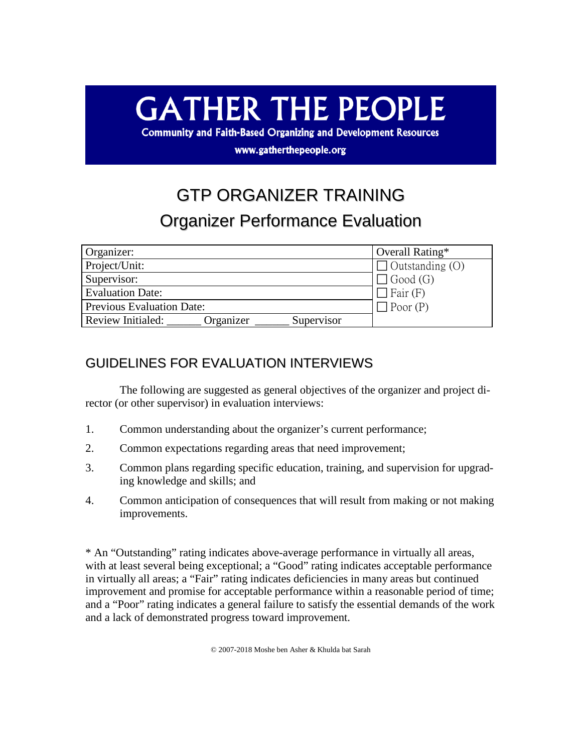# GATHER THE PEOPLE

**Community and Faith-Based Organizing and Development Resources**

**www.gatherthepeople.org**

## GTP ORGANIZER TRAINING

## Organizer Performance Evaluation

| Organizer: | Overall Rating* |
|---|---|
| Project/Unit: | ☐ Outstanding (O) |
| Supervisor: | ☐ Good (G) |
| Evaluation Date: | ☐ Fair (F) |
| Previous Evaluation Date: | ☐ Poor (P) |
| Review Initialed: ______ Organizer ______ Supervisor | |

## GUIDELINES FOR EVALUATION INTERVIEWS

The following are suggested as general objectives of the organizer and project director (or other supervisor) in evaluation interviews:

1. Common understanding about the organizer's current performance;
2. Common expectations regarding areas that need improvement;
3. Common plans regarding specific education, training, and supervision for upgrading knowledge and skills; and
4. Common anticipation of consequences that will result from making or not making improvements.

* An "Outstanding" rating indicates above-average performance in virtually all areas, with at least several being exceptional; a "Good" rating indicates acceptable performance in virtually all areas; a "Fair" rating indicates deficiencies in many areas but continued improvement and promise for acceptable performance within a reasonable period of time; and a "Poor" rating indicates a general failure to satisfy the essential demands of the work and a lack of demonstrated progress toward improvement.

© 2007-2018 Moshe ben Asher & Khulda bat Sarah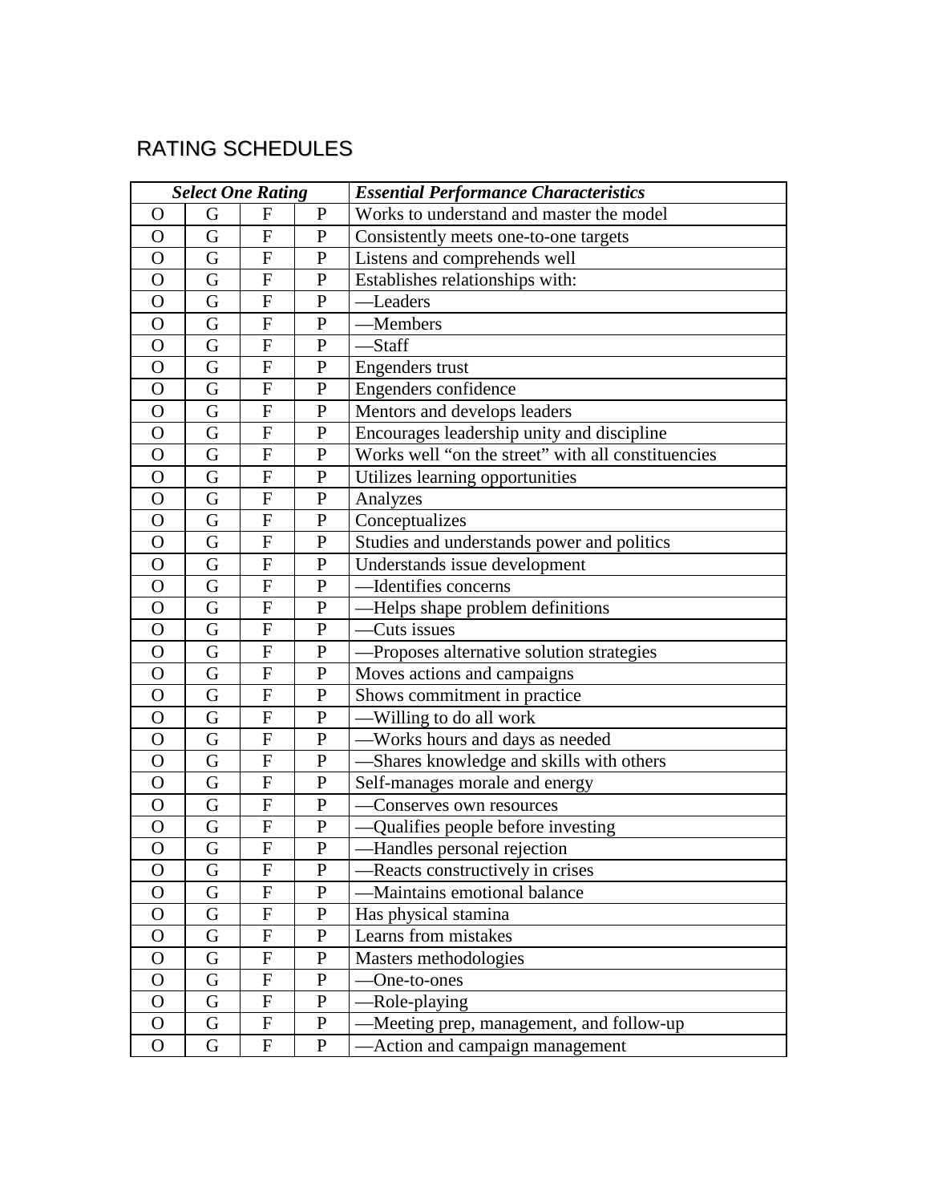# RATING SCHEDULES

| ***Select One Rating*** | | | | ***Essential Performance Characteristics*** |
|---|---|---|---|---|
| O | G | F | P | Works to understand and master the model |
| O | G | F | P | Consistently meets one-to-one targets |
| O | G | F | P | Listens and comprehends well |
| O | G | F | P | Establishes relationships with: |
| O | G | F | P | —Leaders |
| O | G | F | P | —Members |
| O | G | F | P | —Staff |
| O | G | F | P | Engenders trust |
| O | G | F | P | Engenders confidence |
| O | G | F | P | Mentors and develops leaders |
| O | G | F | P | Encourages leadership unity and discipline |
| O | G | F | P | Works well "on the street" with all constituencies |
| O | G | F | P | Utilizes learning opportunities |
| O | G | F | P | Analyzes |
| O | G | F | P | Conceptualizes |
| O | G | F | P | Studies and understands power and politics |
| O | G | F | P | Understands issue development |
| O | G | F | P | —Identifies concerns |
| O | G | F | P | —Helps shape problem definitions |
| O | G | F | P | —Cuts issues |
| O | G | F | P | —Proposes alternative solution strategies |
| O | G | F | P | Moves actions and campaigns |
| O | G | F | P | Shows commitment in practice |
| O | G | F | P | —Willing to do all work |
| O | G | F | P | —Works hours and days as needed |
| O | G | F | P | —Shares knowledge and skills with others |
| O | G | F | P | Self-manages morale and energy |
| O | G | F | P | —Conserves own resources |
| O | G | F | P | —Qualifies people before investing |
| O | G | F | P | —Handles personal rejection |
| O | G | F | P | —Reacts constructively in crises |
| O | G | F | P | —Maintains emotional balance |
| O | G | F | P | Has physical stamina |
| O | G | F | P | Learns from mistakes |
| O | G | F | P | Masters methodologies |
| O | G | F | P | —One-to-ones |
| O | G | F | P | —Role-playing |
| O | G | F | P | —Meeting prep, management, and follow-up |
| O | G | F | P | —Action and campaign management |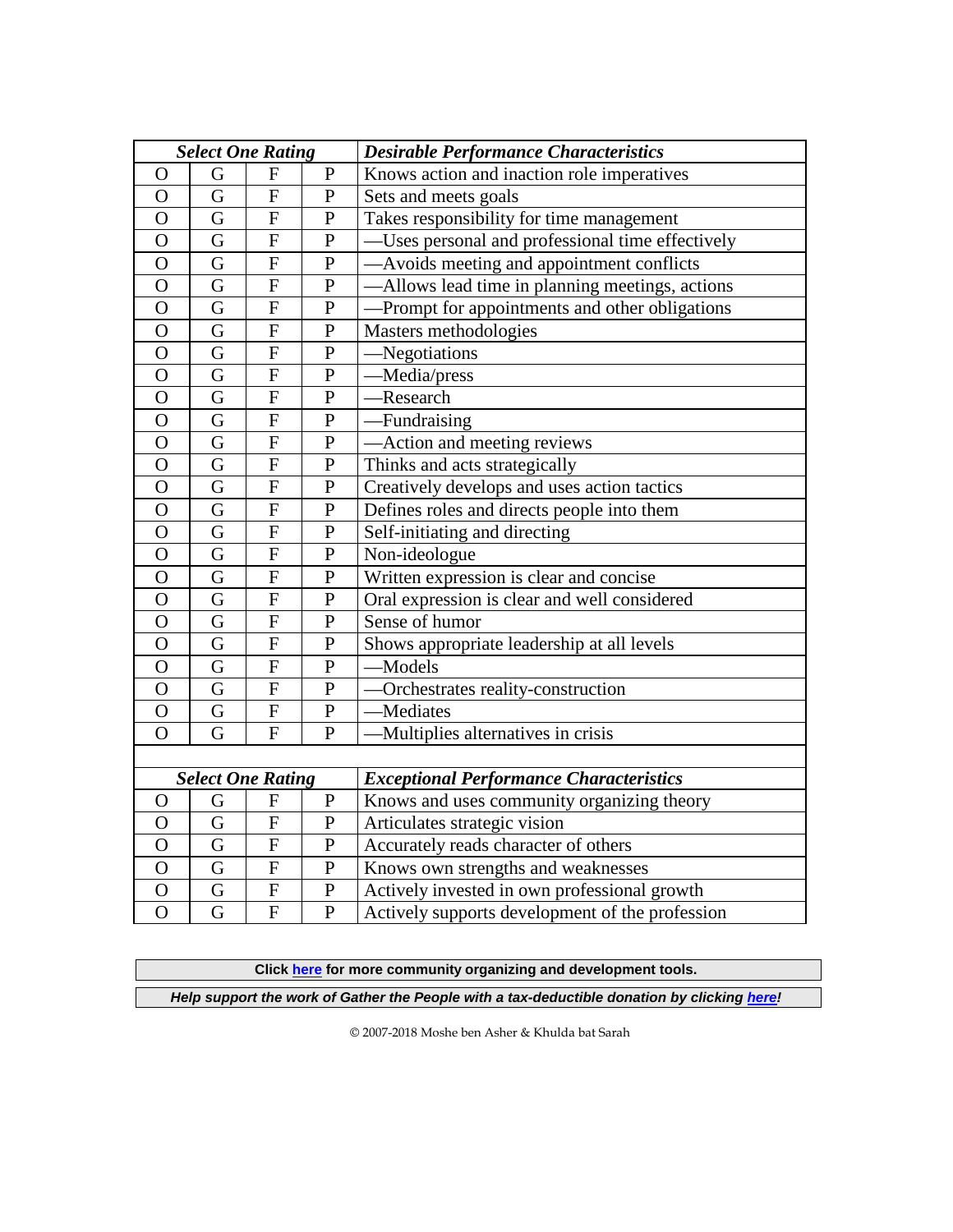| *Select One Rating* | | | | *Desirable Performance Characteristics* |
|---|---|---|---|---|
| O | G | F | P | Knows action and inaction role imperatives |
| O | G | F | P | Sets and meets goals |
| O | G | F | P | Takes responsibility for time management |
| O | G | F | P | —Uses personal and professional time effectively |
| O | G | F | P | —Avoids meeting and appointment conflicts |
| O | G | F | P | —Allows lead time in planning meetings, actions |
| O | G | F | P | —Prompt for appointments and other obligations |
| O | G | F | P | Masters methodologies |
| O | G | F | P | —Negotiations |
| O | G | F | P | —Media/press |
| O | G | F | P | —Research |
| O | G | F | P | —Fundraising |
| O | G | F | P | —Action and meeting reviews |
| O | G | F | P | Thinks and acts strategically |
| O | G | F | P | Creatively develops and uses action tactics |
| O | G | F | P | Defines roles and directs people into them |
| O | G | F | P | Self-initiating and directing |
| O | G | F | P | Non-ideologue |
| O | G | F | P | Written expression is clear and concise |
| O | G | F | P | Oral expression is clear and well considered |
| O | G | F | P | Sense of humor |
| O | G | F | P | Shows appropriate leadership at all levels |
| O | G | F | P | —Models |
| O | G | F | P | —Orchestrates reality-construction |
| O | G | F | P | —Mediates |
| O | G | F | P | —Multiplies alternatives in crisis |

| *Select One Rating* | | | | *Exceptional Performance Characteristics* |
|---|---|---|---|---|
| O | G | F | P | Knows and uses community organizing theory |
| O | G | F | P | Articulates strategic vision |
| O | G | F | P | Accurately reads character of others |
| O | G | F | P | Knows own strengths and weaknesses |
| O | G | F | P | Actively invested in own professional growth |
| O | G | F | P | Actively supports development of the profession |

**Click here for more community organizing and development tools.**

***Help support the work of Gather the People with a tax-deductible donation by clicking here!***

© 2007-2018 Moshe ben Asher & Khulda bat Sarah